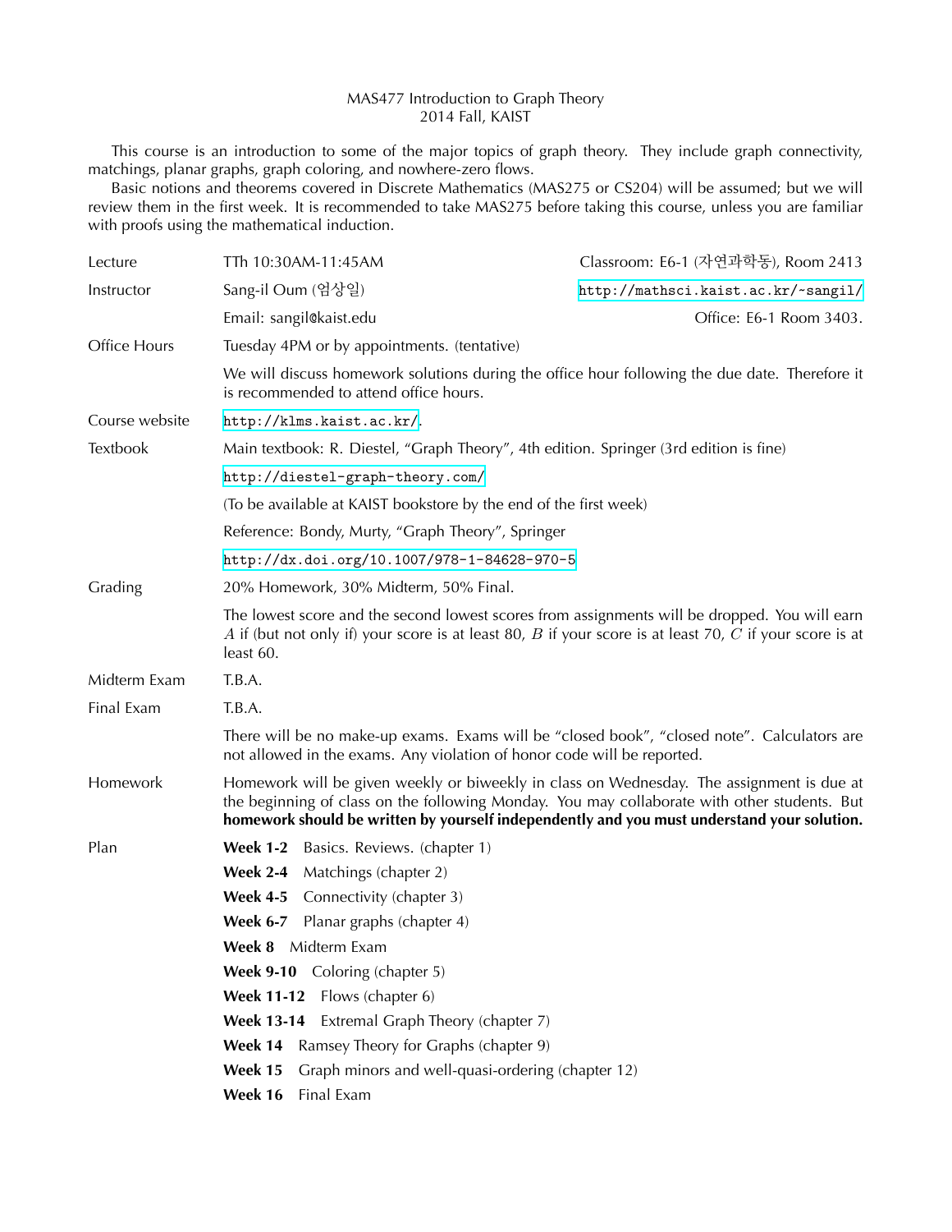# MAS477 Introduction to Graph Theory
## 2014 Fall, KAIST

This course is an introduction to some of the major topics of graph theory. They include graph connectivity, matchings, planar graphs, graph coloring, and nowhere-zero flows.

Basic notions and theorems covered in Discrete Mathematics (MAS275 or CS204) will be assumed; but we will review them in the first week. It is recommended to take MAS275 before taking this course, unless you are familiar with proofs using the mathematical induction.

| | | |
|---|---|---|
| Lecture | TTh 10:30AM-11:45AM | Classroom: E6-1 (자연과학동), Room 2413 |
| Instructor | Sang-il Oum (엄상일) | http://mathsci.kaist.ac.kr/~sangil/ |
| | Email: sangil@kaist.edu | Office: E6-1 Room 3403. |
| Office Hours | Tuesday 4PM or by appointments. (tentative) | |
| | We will discuss homework solutions during the office hour following the due date. Therefore it is recommended to attend office hours. | |
| Course website | http://klms.kaist.ac.kr/. | |
| Textbook | Main textbook: R. Diestel, "Graph Theory", 4th edition. Springer (3rd edition is fine) | |
| | http://diestel-graph-theory.com/ | |
| | (To be available at KAIST bookstore by the end of the first week) | |
| | Reference: Bondy, Murty, "Graph Theory", Springer | |
| | http://dx.doi.org/10.1007/978-1-84628-970-5 | |
| Grading | 20% Homework, 30% Midterm, 50% Final. | |
| | The lowest score and the second lowest scores from assignments will be dropped. You will earn $A$ if (but not only if) your score is at least 80, $B$ if your score is at least 70, $C$ if your score is at least 60. | |
| Midterm Exam | T.B.A. | |
| Final Exam | T.B.A. | |
| | There will be no make-up exams. Exams will be "closed book", "closed note". Calculators are not allowed in the exams. Any violation of honor code will be reported. | |
| Homework | Homework will be given weekly or biweekly in class on Wednesday. The assignment is due at the beginning of class on the following Monday. You may collaborate with other students. But **homework should be written by yourself independently and you must understand your solution.** | |

**Plan**

- **Week 1-2** Basics. Reviews. (chapter 1)
- **Week 2-4** Matchings (chapter 2)
- **Week 4-5** Connectivity (chapter 3)
- **Week 6-7** Planar graphs (chapter 4)
- **Week 8** Midterm Exam
- **Week 9-10** Coloring (chapter 5)
- **Week 11-12** Flows (chapter 6)
- **Week 13-14** Extremal Graph Theory (chapter 7)
- **Week 14** Ramsey Theory for Graphs (chapter 9)
- **Week 15** Graph minors and well-quasi-ordering (chapter 12)
- **Week 16** Final Exam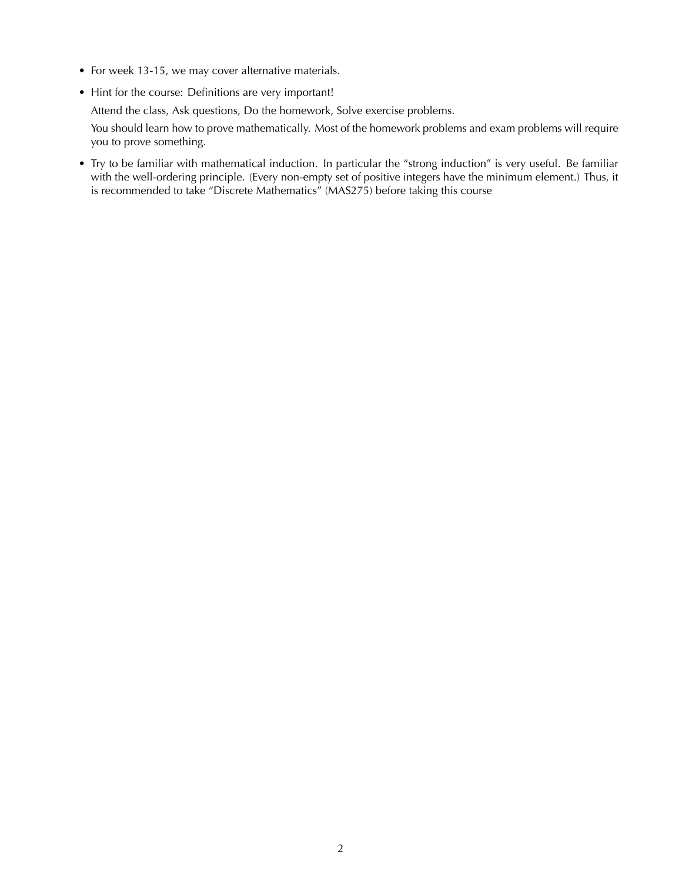- For week 13-15, we may cover alternative materials.
- Hint for the course: Definitions are very important!

  Attend the class, Ask questions, Do the homework, Solve exercise problems.

  You should learn how to prove mathematically. Most of the homework problems and exam problems will require you to prove something.
- Try to be familiar with mathematical induction. In particular the "strong induction" is very useful. Be familiar with the well-ordering principle. (Every non-empty set of positive integers have the minimum element.) Thus, it is recommended to take "Discrete Mathematics" (MAS275) before taking this course